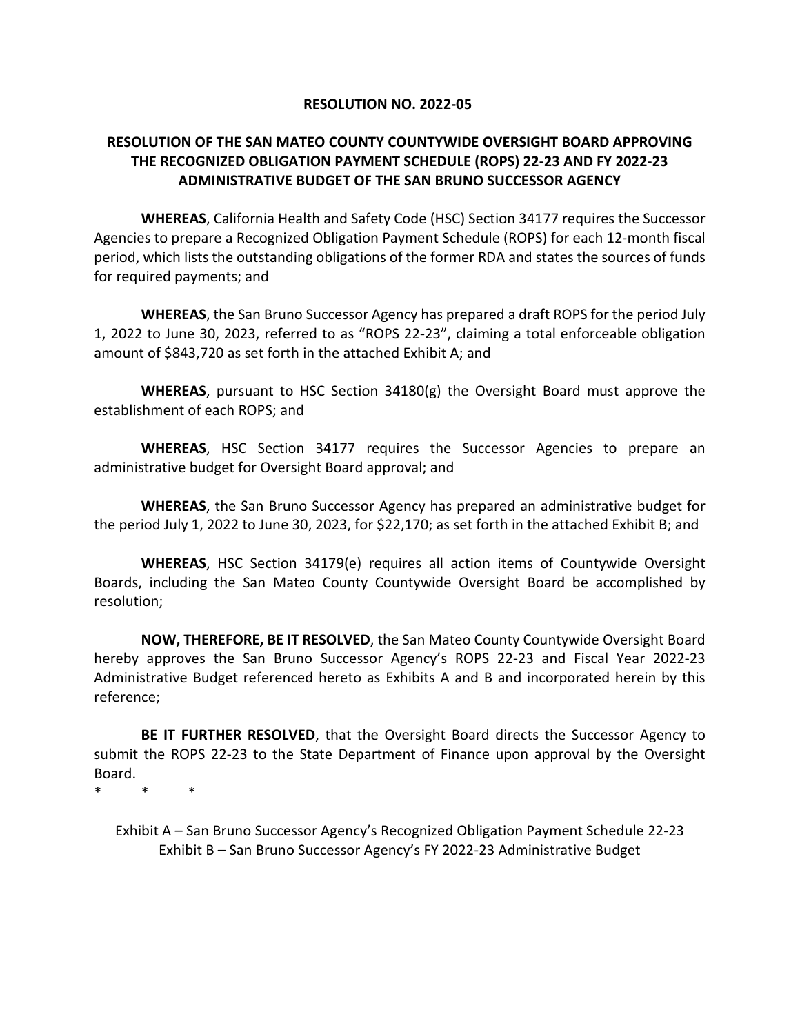**RESOLUTION NO. 2022-05**

**RESOLUTION OF THE SAN MATEO COUNTY COUNTYWIDE OVERSIGHT BOARD APPROVING THE RECOGNIZED OBLIGATION PAYMENT SCHEDULE (ROPS) 22-23 AND FY 2022-23 ADMINISTRATIVE BUDGET OF THE SAN BRUNO SUCCESSOR AGENCY**

**WHEREAS**, California Health and Safety Code (HSC) Section 34177 requires the Successor Agencies to prepare a Recognized Obligation Payment Schedule (ROPS) for each 12-month fiscal period, which lists the outstanding obligations of the former RDA and states the sources of funds for required payments; and

**WHEREAS**, the San Bruno Successor Agency has prepared a draft ROPS for the period July 1, 2022 to June 30, 2023, referred to as "ROPS 22-23", claiming a total enforceable obligation amount of $843,720 as set forth in the attached Exhibit A; and

**WHEREAS**, pursuant to HSC Section 34180(g) the Oversight Board must approve the establishment of each ROPS; and

**WHEREAS**, HSC Section 34177 requires the Successor Agencies to prepare an administrative budget for Oversight Board approval; and

**WHEREAS**, the San Bruno Successor Agency has prepared an administrative budget for the period July 1, 2022 to June 30, 2023, for $22,170; as set forth in the attached Exhibit B; and

**WHEREAS**, HSC Section 34179(e) requires all action items of Countywide Oversight Boards, including the San Mateo County Countywide Oversight Board be accomplished by resolution;

**NOW, THEREFORE, BE IT RESOLVED**, the San Mateo County Countywide Oversight Board hereby approves the San Bruno Successor Agency's ROPS 22-23 and Fiscal Year 2022-23 Administrative Budget referenced hereto as Exhibits A and B and incorporated herein by this reference;

**BE IT FURTHER RESOLVED**, that the Oversight Board directs the Successor Agency to submit the ROPS 22-23 to the State Department of Finance upon approval by the Oversight Board.

\* \* \*

Exhibit A – San Bruno Successor Agency's Recognized Obligation Payment Schedule 22-23
Exhibit B – San Bruno Successor Agency's FY 2022-23 Administrative Budget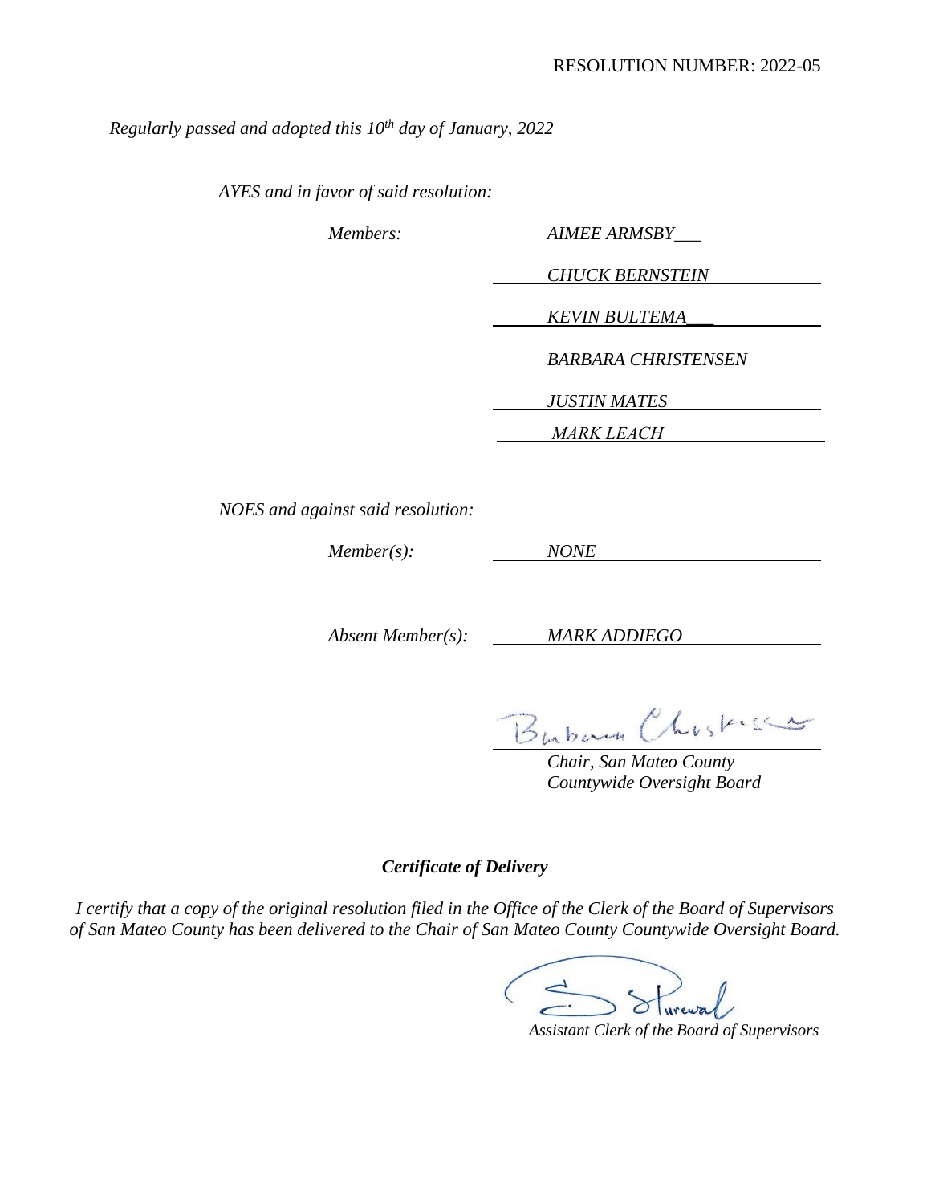RESOLUTION NUMBER: 2022-05

*Regularly passed and adopted this 10th day of January, 2022*

*AYES and in favor of said resolution:*

*Members:* *AIMEE ARMSBY*

*CHUCK BERNSTEIN*

*KEVIN BULTEMA*

*BARBARA CHRISTENSEN*

*JUSTIN MATES*

*MARK LEACH*

*NOES and against said resolution:*

*Member(s):* *NONE*

*Absent Member(s):* *MARK ADDIEGO*

*Chair, San Mateo County Countywide Oversight Board*

***Certificate of Delivery***

*I certify that a copy of the original resolution filed in the Office of the Clerk of the Board of Supervisors of San Mateo County has been delivered to the Chair of San Mateo County Countywide Oversight Board.*

*Assistant Clerk of the Board of Supervisors*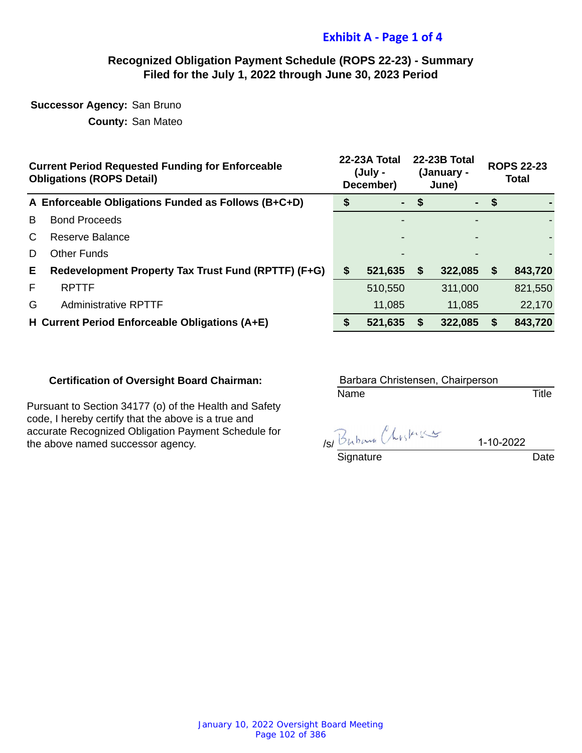**Exhibit A - Page 1 of 4**

## Recognized Obligation Payment Schedule (ROPS 22-23) - Summary
## Filed for the July 1, 2022 through June 30, 2023 Period

**Successor Agency:** San Bruno

**County:** San Mateo

| | Current Period Requested Funding for Enforceable Obligations (ROPS Detail) | 22-23A Total (July - December) | 22-23B Total (January - June) | ROPS 22-23 Total |
|---|---|---|---|---|
| **A** | **Enforceable Obligations Funded as Follows (B+C+D)** | **$ -** | **$ -** | **$ -** |
| B | Bond Proceeds | - | - | - |
| C | Reserve Balance | - | - | - |
| D | Other Funds | - | - | - |
| **E** | **Redevelopment Property Tax Trust Fund (RPTTF) (F+G)** | **$ 521,635** | **$ 322,085** | **$ 843,720** |
| F | RPTTF | 510,550 | 311,000 | 821,550 |
| G | Administrative RPTTF | 11,085 | 11,085 | 22,170 |
| **H** | **Current Period Enforceable Obligations (A+E)** | **$ 521,635** | **$ 322,085** | **$ 843,720** |

**Certification of Oversight Board Chairman:**

Pursuant to Section 34177 (o) of the Health and Safety code, I hereby certify that the above is a true and accurate Recognized Obligation Payment Schedule for the above named successor agency.

Barbara Christensen, Chairperson
Name | Title

/s/ Barbara Christensen | 1-10-2022
Signature | Date

January 10, 2022 Oversight Board Meeting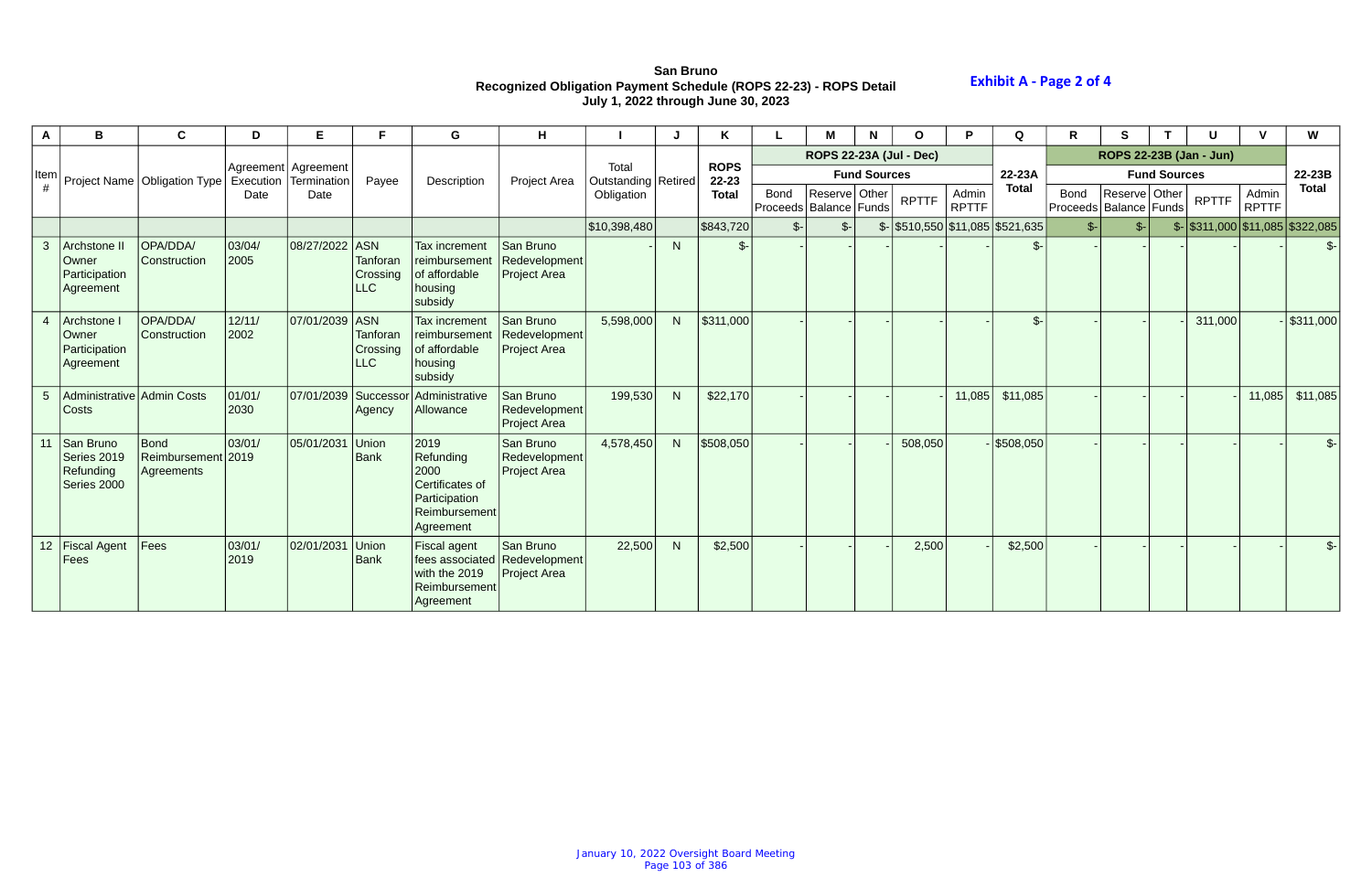**San Bruno**
**Recognized Obligation Payment Schedule (ROPS 22-23) - ROPS Detail**
**July 1, 2022 through June 30, 2023**

**Exhibit A - Page 2 of 4**

| A | B | C | D | E | F | G | H | I | J | K | L | M | N | O | P | Q | R | S | T | U | V | W |
|---|---|---|---|---|---|---|---|---|---|---|---|---|---|---|---|---|---|---|---|---|---|---|
| | | | | | | | | | | | ROPS 22-23A (Jul - Dec) | | | | | | ROPS 22-23B (Jan - Jun) | | | | | |
| | | | | | | | | | | | Fund Sources | | | | | | Fund Sources | | | | | |
| Item # | Project Name | Obligation Type | Agreement Execution Date | Agreement Termination Date | Payee | Description | Project Area | Total Outstanding Obligation | Retired | ROPS 22-23 Total | Bond Proceeds | Reserve Balance | Other Funds | RPTTF | Admin RPTTF | 22-23A Total | Bond Proceeds | Reserve Balance | Other Funds | RPTTF | Admin RPTTF | 22-23B Total |
| | | | | | | | | $10,398,480 | | $843,720 | $- | $- | $- | $510,550 | $11,085 | $521,635 | $- | $- | $- | $311,000 | $11,085 | $322,085 |
| 3 | Archstone II Owner Participation Agreement | OPA/DDA/ Construction | 03/04/ 2005 | 08/27/2022 | ASN Tanforan Crossing LLC | Tax increment reimbursement of affordable housing subsidy | San Bruno Redevelopment Project Area | - | N | $- | - | - | - | - | - | $- | - | - | - | - | - | $- |
| 4 | Archstone I Owner Participation Agreement | OPA/DDA/ Construction | 12/11/ 2002 | 07/01/2039 | ASN Tanforan Crossing LLC | Tax increment reimbursement of affordable housing subsidy | San Bruno Redevelopment Project Area | 5,598,000 | N | $311,000 | - | - | - | - | - | $- | - | - | - | 311,000 | - | $311,000 |
| 5 | Administrative Costs | Admin Costs | 01/01/ 2030 | 07/01/2039 | Successor Agency | Administrative Allowance | San Bruno Redevelopment Project Area | 199,530 | N | $22,170 | - | - | - | - | 11,085 | $11,085 | - | - | - | - | 11,085 | $11,085 |
| 11 | San Bruno Series 2019 Refunding Series 2000 | Bond Reimbursement Agreements | 03/01/ 2019 | 05/01/2031 | Union Bank | 2019 Refunding 2000 Certificates of Participation Reimbursement Agreement | San Bruno Redevelopment Project Area | 4,578,450 | N | $508,050 | - | - | - | 508,050 | - | $508,050 | - | - | - | - | - | $- |
| 12 | Fiscal Agent Fees | Fees | 03/01/ 2019 | 02/01/2031 | Union Bank | Fiscal agent fees associated with the 2019 Reimbursement Agreement | San Bruno Redevelopment Project Area | 22,500 | N | $2,500 | - | - | - | 2,500 | - | $2,500 | - | - | - | - | - | $- |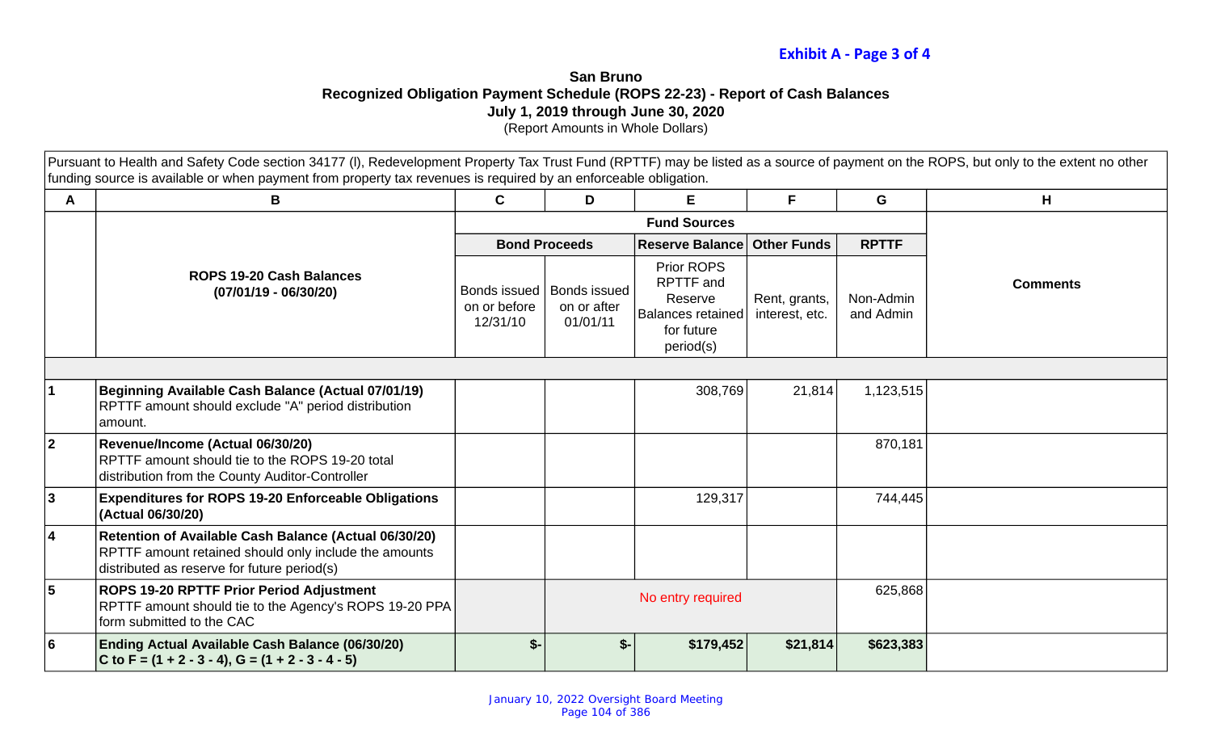**Exhibit A - Page 3 of 4**

**San Bruno**
**Recognized Obligation Payment Schedule (ROPS 22-23) - Report of Cash Balances**
**July 1, 2019 through June 30, 2020**
(Report Amounts in Whole Dollars)

Pursuant to Health and Safety Code section 34177 (l), Redevelopment Property Tax Trust Fund (RPTTF) may be listed as a source of payment on the ROPS, but only to the extent no other funding source is available or when payment from property tax revenues is required by an enforceable obligation.

| A | B | C | D | E | F | G | H |
|---|---|---|---|---|---|---|---|
| | | **Fund Sources** | | | | | |
| | | **Bond Proceeds** | | **Reserve Balance** | **Other Funds** | **RPTTF** | |
| | **ROPS 19-20 Cash Balances (07/01/19 - 06/30/20)** | Bonds issued on or before 12/31/10 | Bonds issued on or after 01/01/11 | Prior ROPS RPTTF and Reserve Balances retained for future period(s) | Rent, grants, interest, etc. | Non-Admin and Admin | **Comments** |
| 1 | **Beginning Available Cash Balance (Actual 07/01/19)** RPTTF amount should exclude "A" period distribution amount. | | | 308,769 | 21,814 | 1,123,515 | |
| 2 | **Revenue/Income (Actual 06/30/20)** RPTTF amount should tie to the ROPS 19-20 total distribution from the County Auditor-Controller | | | | | 870,181 | |
| 3 | **Expenditures for ROPS 19-20 Enforceable Obligations (Actual 06/30/20)** | | | 129,317 | | 744,445 | |
| 4 | **Retention of Available Cash Balance (Actual 06/30/20)** RPTTF amount retained should only include the amounts distributed as reserve for future period(s) | | | | | | |
| 5 | **ROPS 19-20 RPTTF Prior Period Adjustment** RPTTF amount should tie to the Agency's ROPS 19-20 PPA form submitted to the CAC | | No entry required | | | 625,868 | |
| 6 | **Ending Actual Available Cash Balance (06/30/20)** **C to F = (1 + 2 - 3 - 4), G = (1 + 2 - 3 - 4 - 5)** | **$-** | **$-** | **$179,452** | **$21,814** | **$623,383** | |

January 10, 2022 Oversight Board Meeting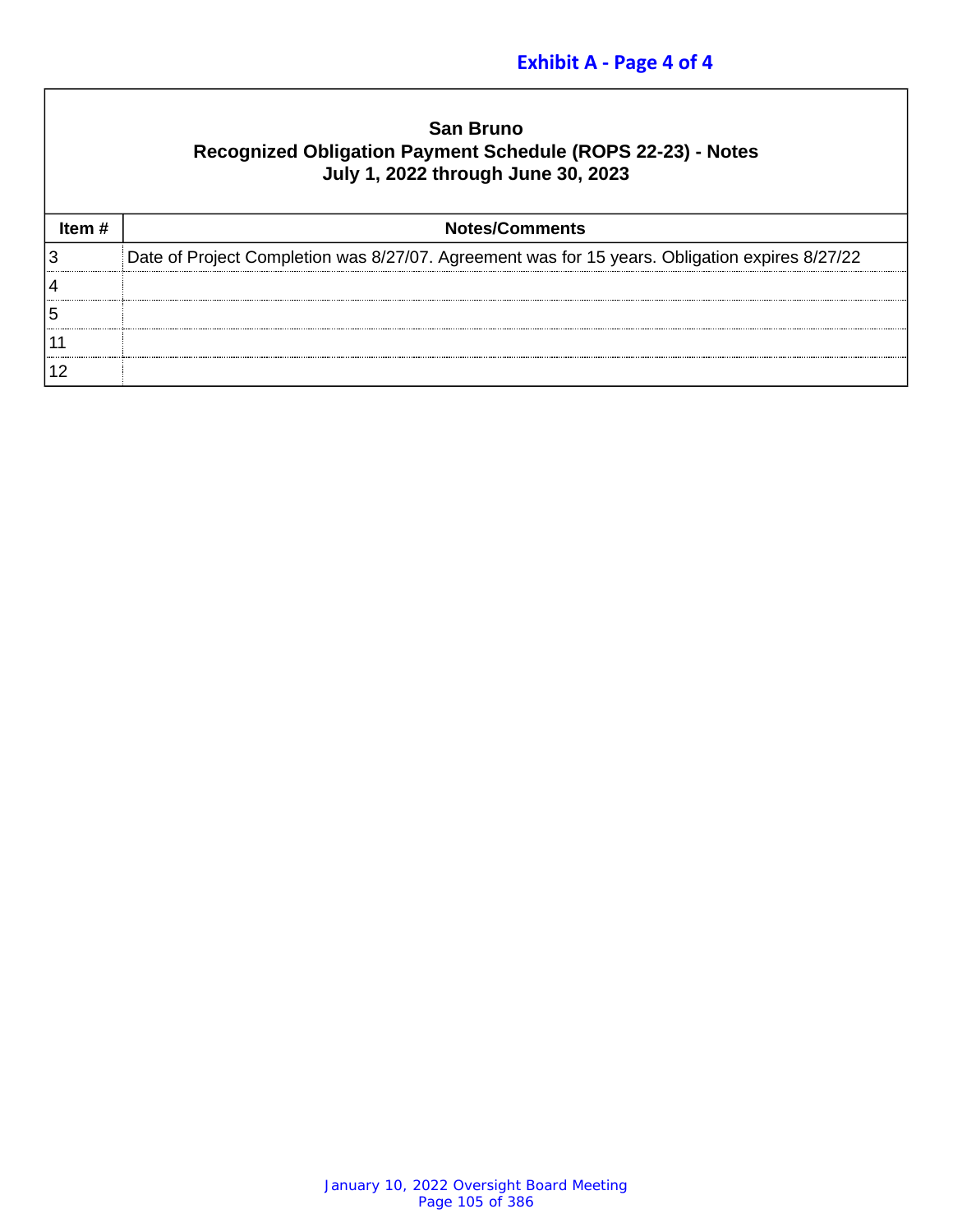**Exhibit A - Page 4 of 4**

# San Bruno
## Recognized Obligation Payment Schedule (ROPS 22-23) - Notes
## July 1, 2022 through June 30, 2023

| Item # | Notes/Comments |
|---|---|
| 3 | Date of Project Completion was 8/27/07. Agreement was for 15 years. Obligation expires 8/27/22 |
| 4 | |
| 5 | |
| 11 | |
| 12 | |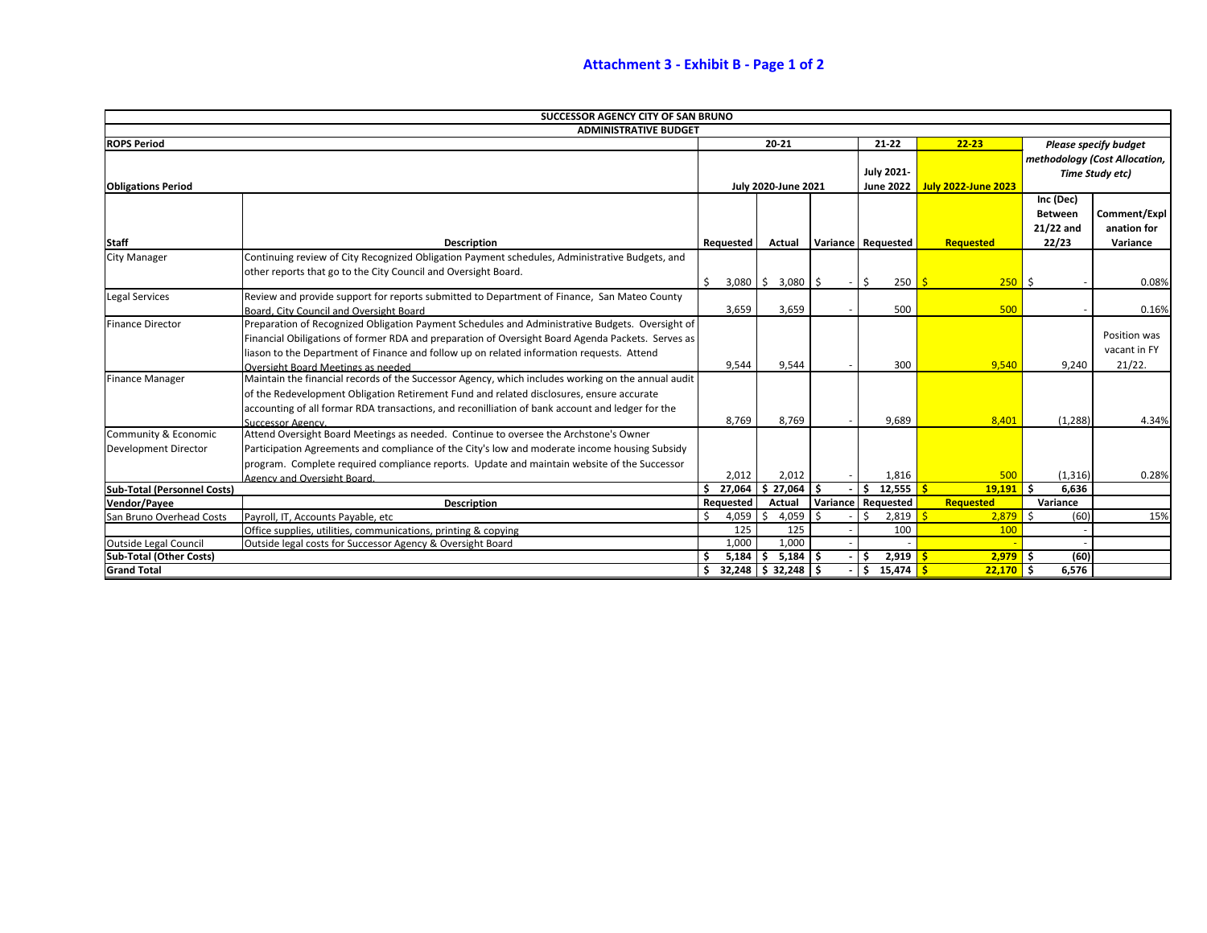## Attachment 3 - Exhibit B - Page 1 of 2

| SUCCESSOR AGENCY CITY OF SAN BRUNO | | | | | | | | |
|---|---|---|---|---|---|---|---|---|
| ADMINISTRATIVE BUDGET | | | | | | | | |
| **ROPS Period** | | 20-21 | | | 21-22 | 22-23 | *Please specify budget methodology (Cost Allocation, Time Study etc)* | |
| **Obligations Period** | | July 2020-June 2021 | | | July 2021-June 2022 | July 2022-June 2023 | | |
| **Staff** | **Description** | Requested | Actual | Variance | Requested | Requested | Inc (Dec) Between 21/22 and 22/23 | Comment/Explanation for Variance |
| City Manager | Continuing review of City Recognized Obligation Payment schedules, Administrative Budgets, and other reports that go to the City Council and Oversight Board. | $ 3,080 | $ 3,080 | $ - | $ 250 | $ 250 | $ - | 0.08% |
| Legal Services | Review and provide support for reports submitted to Department of Finance, San Mateo County Board, City Council and Oversight Board | 3,659 | 3,659 | - | 500 | 500 | - | 0.16% |
| Finance Director | Preparation of Recognized Obligation Payment Schedules and Administrative Budgets. Oversight of Financial Obiligations of former RDA and preparation of Oversight Board Agenda Packets. Serves as liason to the Department of Finance and follow up on related information requests. Attend Oversight Board Meetings as needed | 9,544 | 9,544 | - | 300 | 9,540 | 9,240 | Position was vacant in FY 21/22. |
| Finance Manager | Maintain the financial records of the Successor Agency, which includes working on the annual audit of the Redevelopment Obligation Retirement Fund and related disclosures, ensure accurate accounting of all formar RDA transactions, and reconilliation of bank account and ledger for the Successor Agency. | 8,769 | 8,769 | - | 9,689 | 8,401 | (1,288) | 4.34% |
| Community & Economic Development Director | Attend Oversight Board Meetings as needed. Continue to oversee the Archstone's Owner Participation Agreements and compliance of the City's low and moderate income housing Subsidy program. Complete required compliance reports. Update and maintain website of the Successor Agency and Oversight Board. | 2,012 | 2,012 | - | 1,816 | 500 | (1,316) | 0.28% |
| **Sub-Total (Personnel Costs)** | | **$ 27,064** | **$ 27,064** | **$ -** | **$ 12,555** | **$ 19,191** | **$ 6,636** | |
| **Vendor/Payee** | **Description** | **Requested** | **Actual** | **Variance** | **Requested** | **Requested** | **Variance** | |
| San Bruno Overhead Costs | Payroll, IT, Accounts Payable, etc | $ 4,059 | $ 4,059 | $ - | $ 2,819 | $ 2,879 | $ (60) | 15% |
| | Office supplies, utilities, communications, printing & copying | 125 | 125 | - | 100 | 100 | - | |
| Outside Legal Council | Outside legal costs for Successor Agency & Oversight Board | 1,000 | 1,000 | - | - | - | - | |
| **Sub-Total (Other Costs)** | | **$ 5,184** | **$ 5,184** | **$ -** | **$ 2,919** | **$ 2,979** | **$ (60)** | |
| **Grand Total** | | **$ 32,248** | **$ 32,248** | **$ -** | **$ 15,474** | **$ 22,170** | **$ 6,576** | |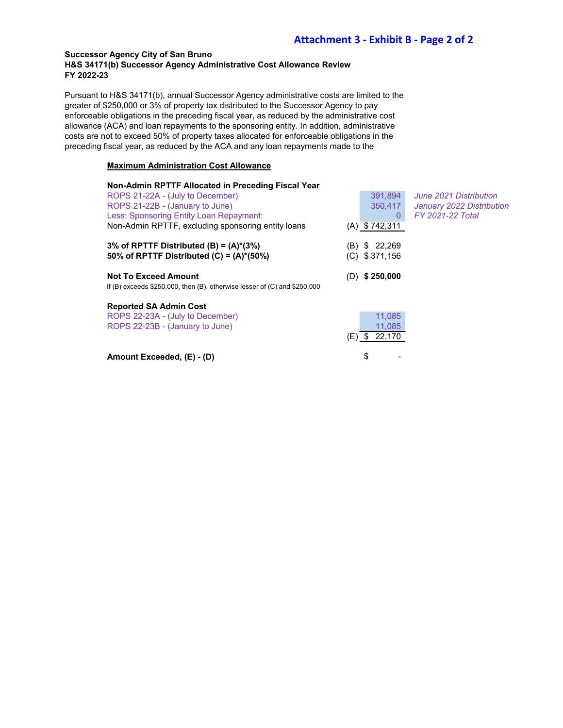## Attachment 3 - Exhibit B - Page 2 of 2

**Successor Agency City of San Bruno**
**H&S 34171(b) Successor Agency Administrative Cost Allowance Review**
**FY 2022-23**

Pursuant to H&S 34171(b), annual Successor Agency administrative costs are limited to the greater of $250,000 or 3% of property tax distributed to the Successor Agency to pay enforceable obligations in the preceding fiscal year, as reduced by the administrative cost allowance (ACA) and loan repayments to the sponsoring entity. In addition, administrative costs are not to exceed 50% of property taxes allocated for enforceable obligations in the preceding fiscal year, as reduced by the ACA and any loan repayments made to the

**Maximum Administration Cost Allowance**

| | | | |
|---|---|---|---|
| **Non-Admin RPTTF Allocated in Preceding Fiscal Year** | | | |
| ROPS 21-22A - (July to December) | | 391,894 | *June 2021 Distribution* |
| ROPS 21-22B - (January to June) | | 350,417 | *January 2022 Distribution* |
| Less: Sponsoring Entity Loan Repayment: | | 0 | *FY 2021-22 Total* |
| Non-Admin RPTTF, excluding sponsoring entity loans | (A) | $ 742,311 | |
| **3% of RPTTF Distributed (B) = (A)*(3%)** | (B) | $ 22,269 | |
| **50% of RPTTF Distributed (C) = (A)*(50%)** | (C) | $ 371,156 | |
| **Not To Exceed Amount**<br>If (B) exceeds $250,000, then (B), otherwise lesser of (C) and $250,000 | (D) | **$ 250,000** | |
| **Reported SA Admin Cost** | | | |
| ROPS 22-23A - (July to December) | | 11,085 | |
| ROPS 22-23B - (January to June) | | 11,085 | |
| | (E) | $ 22,170 | |
| **Amount Exceeded, (E) - (D)** | | $ - | |